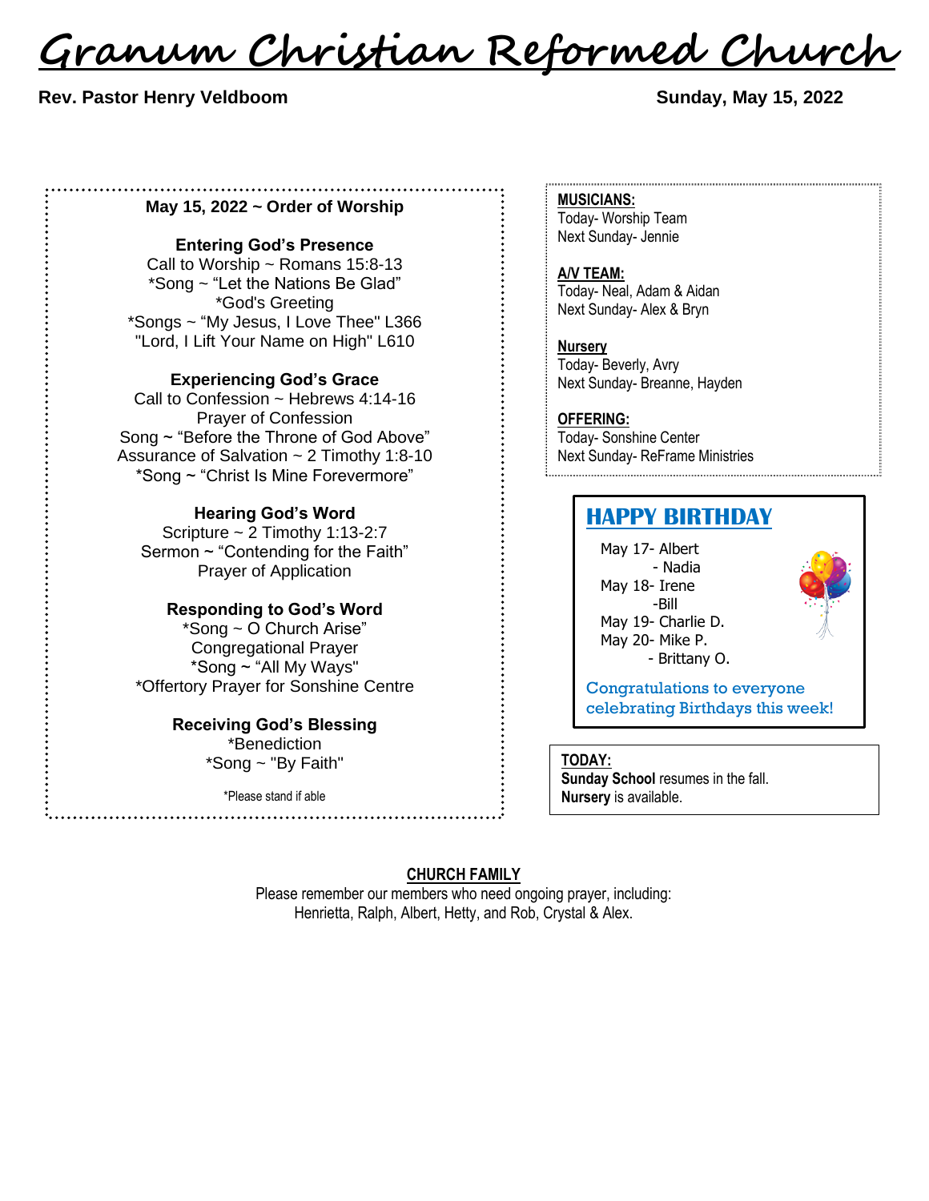# Granum Christian Reformed Church

**Rev. Pastor Henry Veldboom** **Sunday, May 15, 2022**

**May 15, 2022 ~ Order of Worship**

**Entering God's Presence**
Call to Worship ~ Romans 15:8-13
*Song ~ "Let the Nations Be Glad"
*God's Greeting
*Songs ~ "My Jesus, I Love Thee" L366
"Lord, I Lift Your Name on High" L610

**Experiencing God's Grace**
Call to Confession ~ Hebrews 4:14-16
Prayer of Confession
Song ~ "Before the Throne of God Above"
Assurance of Salvation ~ 2 Timothy 1:8-10
*Song ~ "Christ Is Mine Forevermore"

**Hearing God's Word**
Scripture ~ 2 Timothy 1:13-2:7
Sermon ~ "Contending for the Faith"
Prayer of Application

**Responding to God's Word**
*Song ~ O Church Arise"
Congregational Prayer
*Song ~ "All My Ways"
*Offertory Prayer for Sonshine Centre

**Receiving God's Blessing**
*Benediction
*Song ~ "By Faith"

*Please stand if able

**MUSICIANS:**
Today- Worship Team
Next Sunday- Jennie

**A/V TEAM:**
Today- Neal, Adam & Aidan
Next Sunday- Alex & Bryn

**Nursery**
Today- Beverly, Avry
Next Sunday- Breanne, Hayden

**OFFERING:**
Today- Sonshine Center
Next Sunday- ReFrame Ministries

## HAPPY BIRTHDAY

May 17- Albert
- Nadia
May 18- Irene
-Bill
May 19- Charlie D.
May 20- Mike P.
- Brittany O.

Congratulations to everyone celebrating Birthdays this week!

**TODAY:**
**Sunday School** resumes in the fall.
**Nursery** is available.

**CHURCH FAMILY**
Please remember our members who need ongoing prayer, including:
Henrietta, Ralph, Albert, Hetty, and Rob, Crystal & Alex.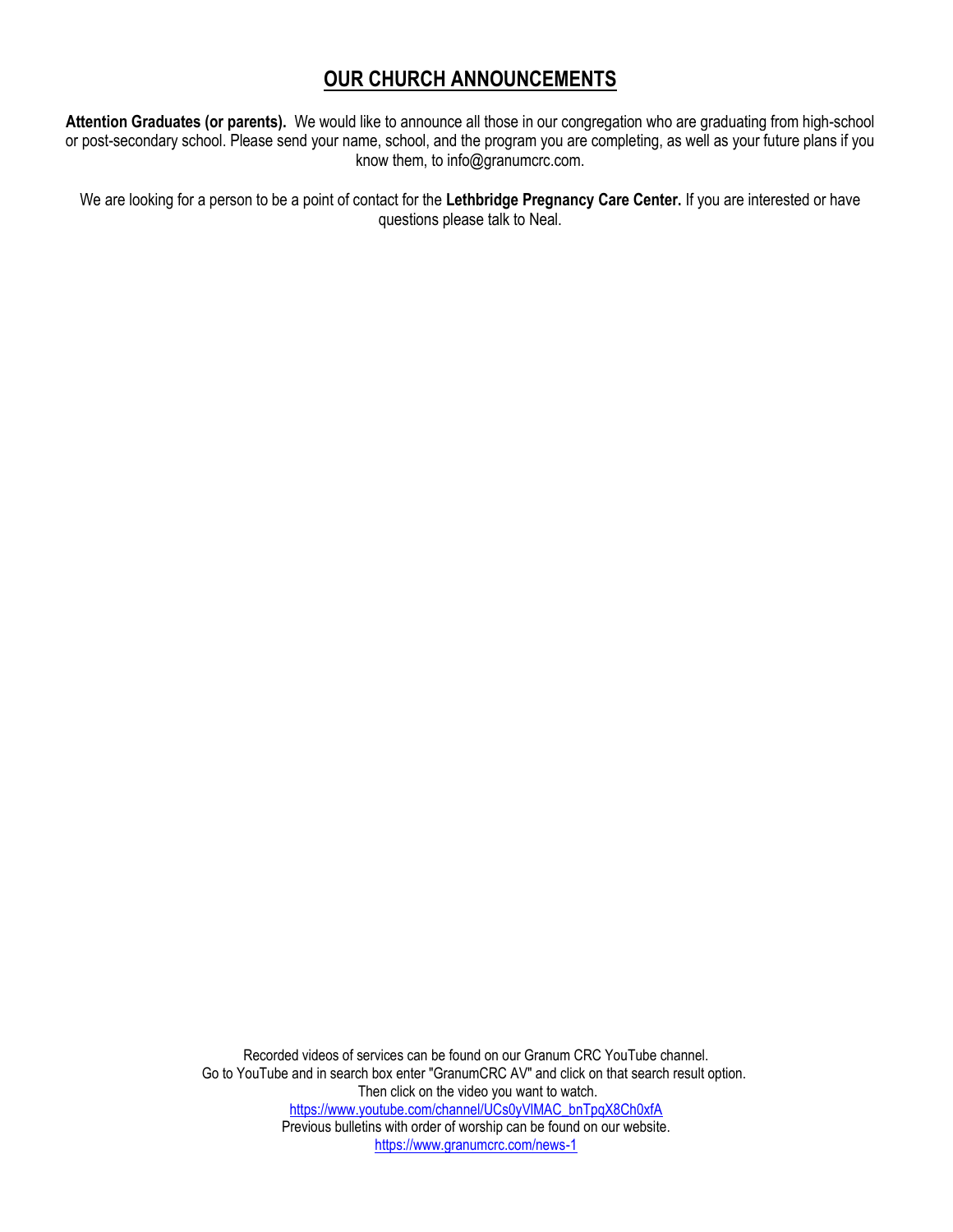## OUR CHURCH ANNOUNCEMENTS

**Attention Graduates (or parents).** We would like to announce all those in our congregation who are graduating from high-school or post-secondary school. Please send your name, school, and the program you are completing, as well as your future plans if you know them, to info@granumcrc.com.

We are looking for a person to be a point of contact for the **Lethbridge Pregnancy Care Center.** If you are interested or have questions please talk to Neal.

Recorded videos of services can be found on our Granum CRC YouTube channel.
Go to YouTube and in search box enter "GranumCRC AV" and click on that search result option.
Then click on the video you want to watch.
https://www.youtube.com/channel/UCs0yVlMAC_bnTpqX8Ch0xfA
Previous bulletins with order of worship can be found on our website.
https://www.granumcrc.com/news-1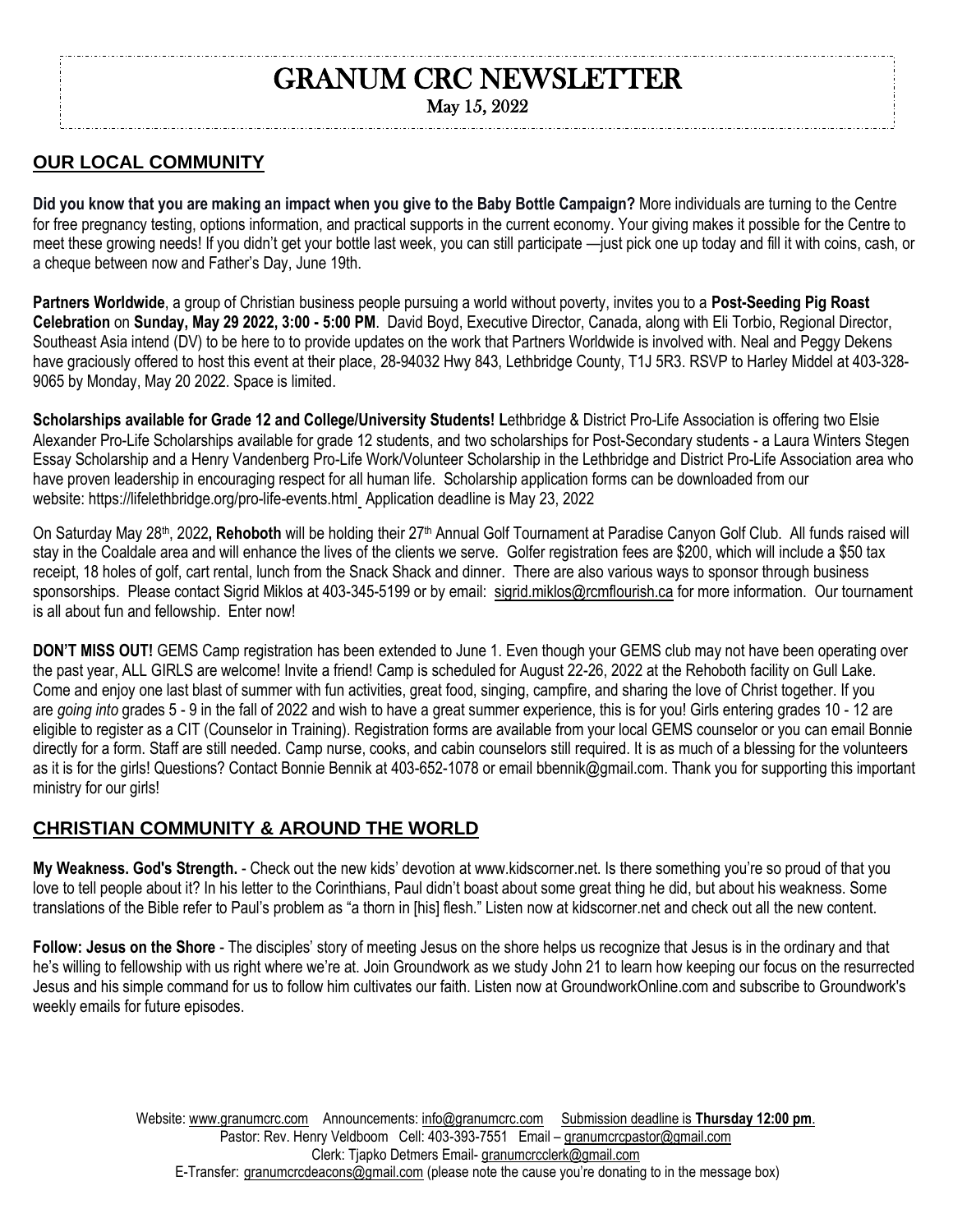# GRANUM CRC NEWSLETTER

May 15, 2022

## OUR LOCAL COMMUNITY

**Did you know that you are making an impact when you give to the Baby Bottle Campaign?** More individuals are turning to the Centre for free pregnancy testing, options information, and practical supports in the current economy. Your giving makes it possible for the Centre to meet these growing needs! If you didn't get your bottle last week, you can still participate —just pick one up today and fill it with coins, cash, or a cheque between now and Father's Day, June 19th.

**Partners Worldwide**, a group of Christian business people pursuing a world without poverty, invites you to a **Post-Seeding Pig Roast Celebration** on **Sunday, May 29 2022, 3:00 - 5:00 PM**. David Boyd, Executive Director, Canada, along with Eli Torbio, Regional Director, Southeast Asia intend (DV) to be here to to provide updates on the work that Partners Worldwide is involved with. Neal and Peggy Dekens have graciously offered to host this event at their place, 28-94032 Hwy 843, Lethbridge County, T1J 5R3. RSVP to Harley Middel at 403-328-9065 by Monday, May 20 2022. Space is limited.

**Scholarships available for Grade 12 and College/University Students! L**ethbridge & District Pro-Life Association is offering two Elsie Alexander Pro-Life Scholarships available for grade 12 students, and two scholarships for Post-Secondary students - a Laura Winters Stegen Essay Scholarship and a Henry Vandenberg Pro-Life Work/Volunteer Scholarship in the Lethbridge and District Pro-Life Association area who have proven leadership in encouraging respect for all human life. Scholarship application forms can be downloaded from our website: https://lifelethbridge.org/pro-life-events.html Application deadline is May 23, 2022

On Saturday May 28th, 2022**, Rehoboth** will be holding their 27th Annual Golf Tournament at Paradise Canyon Golf Club. All funds raised will stay in the Coaldale area and will enhance the lives of the clients we serve. Golfer registration fees are $200, which will include a $50 tax receipt, 18 holes of golf, cart rental, lunch from the Snack Shack and dinner. There are also various ways to sponsor through business sponsorships. Please contact Sigrid Miklos at 403-345-5199 or by email: sigrid.miklos@rcmflourish.ca for more information. Our tournament is all about fun and fellowship. Enter now!

**DON'T MISS OUT!** GEMS Camp registration has been extended to June 1. Even though your GEMS club may not have been operating over the past year, ALL GIRLS are welcome! Invite a friend! Camp is scheduled for August 22-26, 2022 at the Rehoboth facility on Gull Lake. Come and enjoy one last blast of summer with fun activities, great food, singing, campfire, and sharing the love of Christ together. If you are *going into* grades 5 - 9 in the fall of 2022 and wish to have a great summer experience, this is for you! Girls entering grades 10 - 12 are eligible to register as a CIT (Counselor in Training). Registration forms are available from your local GEMS counselor or you can email Bonnie directly for a form. Staff are still needed. Camp nurse, cooks, and cabin counselors still required. It is as much of a blessing for the volunteers as it is for the girls! Questions? Contact Bonnie Bennik at 403-652-1078 or email bbennik@gmail.com. Thank you for supporting this important ministry for our girls!

## CHRISTIAN COMMUNITY & AROUND THE WORLD

**My Weakness. God's Strength.** - Check out the new kids' devotion at www.kidscorner.net. Is there something you're so proud of that you love to tell people about it? In his letter to the Corinthians, Paul didn't boast about some great thing he did, but about his weakness. Some translations of the Bible refer to Paul's problem as "a thorn in [his] flesh." Listen now at kidscorner.net and check out all the new content.

**Follow: Jesus on the Shore** - The disciples' story of meeting Jesus on the shore helps us recognize that Jesus is in the ordinary and that he's willing to fellowship with us right where we're at. Join Groundwork as we study John 21 to learn how keeping our focus on the resurrected Jesus and his simple command for us to follow him cultivates our faith. Listen now at GroundworkOnline.com and subscribe to Groundwork's weekly emails for future episodes.

Website: www.granumcrc.com Announcements: info@granumcrc.com Submission deadline is **Thursday 12:00 pm**.
Pastor: Rev. Henry Veldboom Cell: 403-393-7551 Email – granumcrcpastor@gmail.com
Clerk: Tjapko Detmers Email- granumcrcclerk@gmail.com
E-Transfer: granumcrcdeacons@gmail.com (please note the cause you're donating to in the message box)